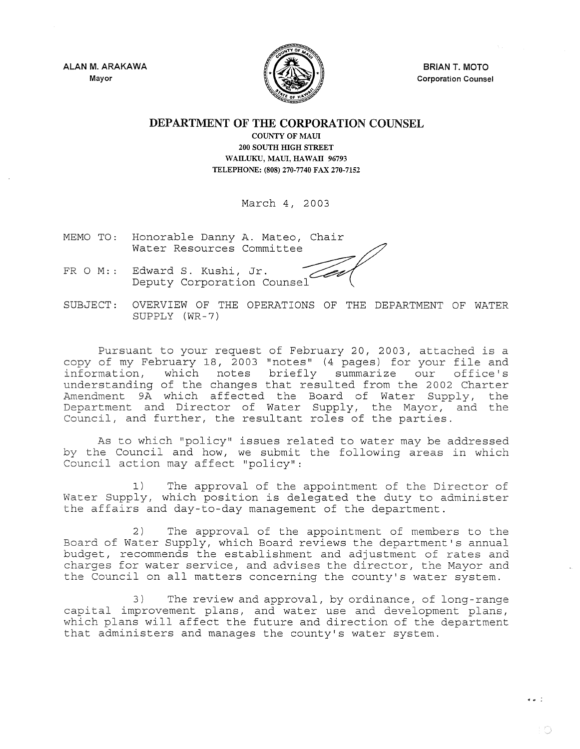ALAN M. ARAKAWA
Mayor

BRIAN T. MOTO
Corporation Counsel

# DEPARTMENT OF THE CORPORATION COUNSEL

COUNTY OF MAUI
200 SOUTH HIGH STREET
WAILUKU, MAUI, HAWAII 96793
TELEPHONE: (808) 270-7740 FAX 270-7152

March 4, 2003

MEMO TO: Honorable Danny A. Mateo, Chair
Water Resources Committee

FR O M:: Edward S. Kushi, Jr.
Deputy Corporation Counsel

SUBJECT: OVERVIEW OF THE OPERATIONS OF THE DEPARTMENT OF WATER SUPPLY (WR-7)

Pursuant to your request of February 20, 2003, attached is a copy of my February 18, 2003 "notes" (4 pages) for your file and information, which notes briefly summarize our office's understanding of the changes that resulted from the 2002 Charter Amendment 9A which affected the Board of Water Supply, the Department and Director of Water Supply, the Mayor, and the Council, and further, the resultant roles of the parties.

As to which "policy" issues related to water may be addressed by the Council and how, we submit the following areas in which Council action may affect "policy":

1) The approval of the appointment of the Director of Water Supply, which position is delegated the duty to administer the affairs and day-to-day management of the department.

2) The approval of the appointment of members to the Board of Water Supply, which Board reviews the department's annual budget, recommends the establishment and adjustment of rates and charges for water service, and advises the director, the Mayor and the Council on all matters concerning the county's water system.

3) The review and approval, by ordinance, of long-range capital improvement plans, and water use and development plans, which plans will affect the future and direction of the department that administers and manages the county's water system.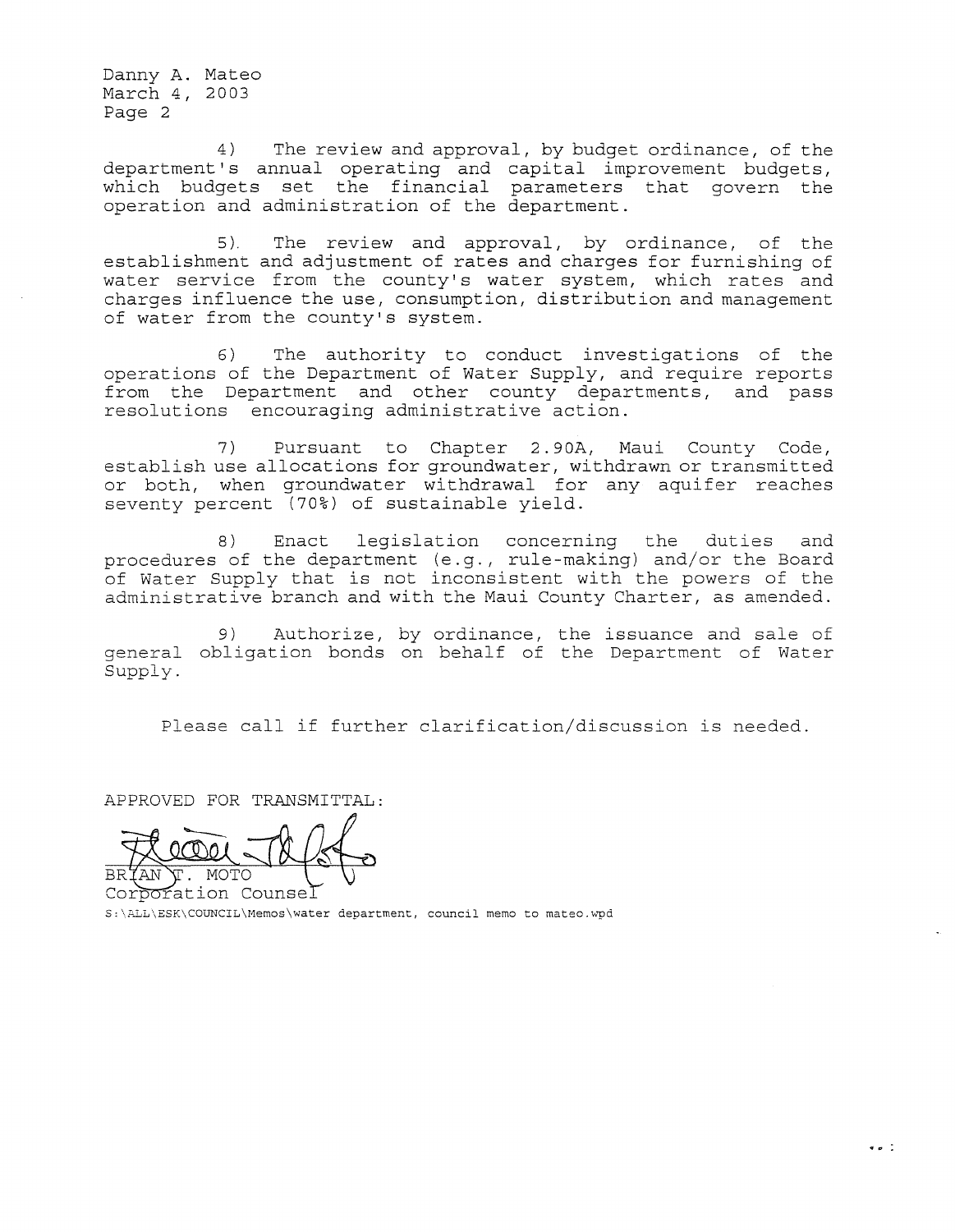Danny A. Mateo
March 4, 2003
Page 2

4) The review and approval, by budget ordinance, of the department's annual operating and capital improvement budgets, which budgets set the financial parameters that govern the operation and administration of the department.

5). The review and approval, by ordinance, of the establishment and adjustment of rates and charges for furnishing of water service from the county's water system, which rates and charges influence the use, consumption, distribution and management of water from the county's system.

6) The authority to conduct investigations of the operations of the Department of Water Supply, and require reports from the Department and other county departments, and pass resolutions encouraging administrative action.

7) Pursuant to Chapter 2.90A, Maui County Code, establish use allocations for groundwater, withdrawn or transmitted or both, when groundwater withdrawal for any aquifer reaches seventy percent (70%) of sustainable yield.

8) Enact legislation concerning the duties and procedures of the department (e.g., rule-making) and/or the Board of Water Supply that is not inconsistent with the powers of the administrative branch and with the Maui County Charter, as amended.

9) Authorize, by ordinance, the issuance and sale of general obligation bonds on behalf of the Department of Water Supply.

Please call if further clarification/discussion is needed.

APPROVED FOR TRANSMITTAL:

BRIAN T. MOTO
Corporation Counsel

S:\ALL\ESK\COUNCIL\Memos\water department, council memo to mateo.wpd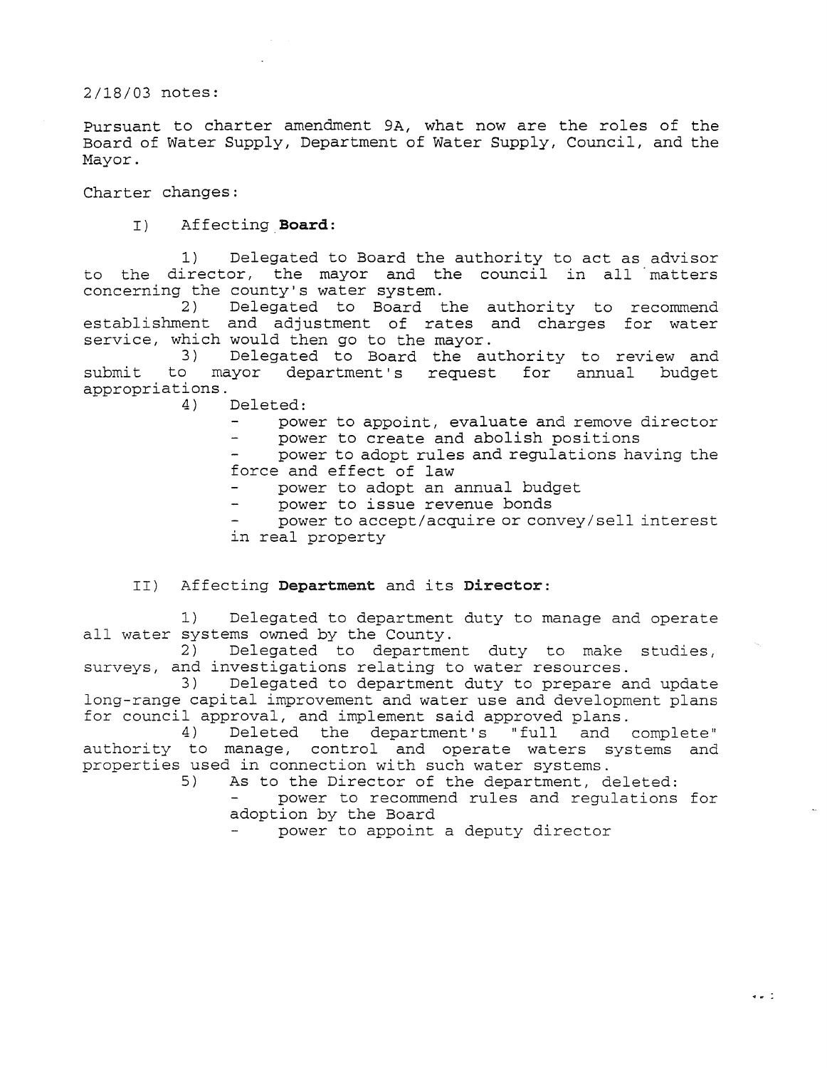2/18/03 notes:

Pursuant to charter amendment 9A, what now are the roles of the Board of Water Supply, Department of Water Supply, Council, and the Mayor.

Charter changes:

I) Affecting **Board**:

1) Delegated to Board the authority to act as advisor to the director, the mayor and the council in all matters concerning the county's water system.

2) Delegated to Board the authority to recommend establishment and adjustment of rates and charges for water service, which would then go to the mayor.

3) Delegated to Board the authority to review and submit to mayor department's request for annual budget appropriations.

4) Deleted:

- power to appoint, evaluate and remove director
- power to create and abolish positions
- power to adopt rules and regulations having the force and effect of law
- power to adopt an annual budget
- power to issue revenue bonds
- power to accept/acquire or convey/sell interest in real property

II) Affecting **Department** and its **Director**:

1) Delegated to department duty to manage and operate all water systems owned by the County.

2) Delegated to department duty to make studies, surveys, and investigations relating to water resources.

3) Delegated to department duty to prepare and update long-range capital improvement and water use and development plans for council approval, and implement said approved plans.

4) Deleted the department's "full and complete" authority to manage, control and operate waters systems and properties used in connection with such water systems.

5) As to the Director of the department, deleted:

- power to recommend rules and regulations for adoption by the Board
- power to appoint a deputy director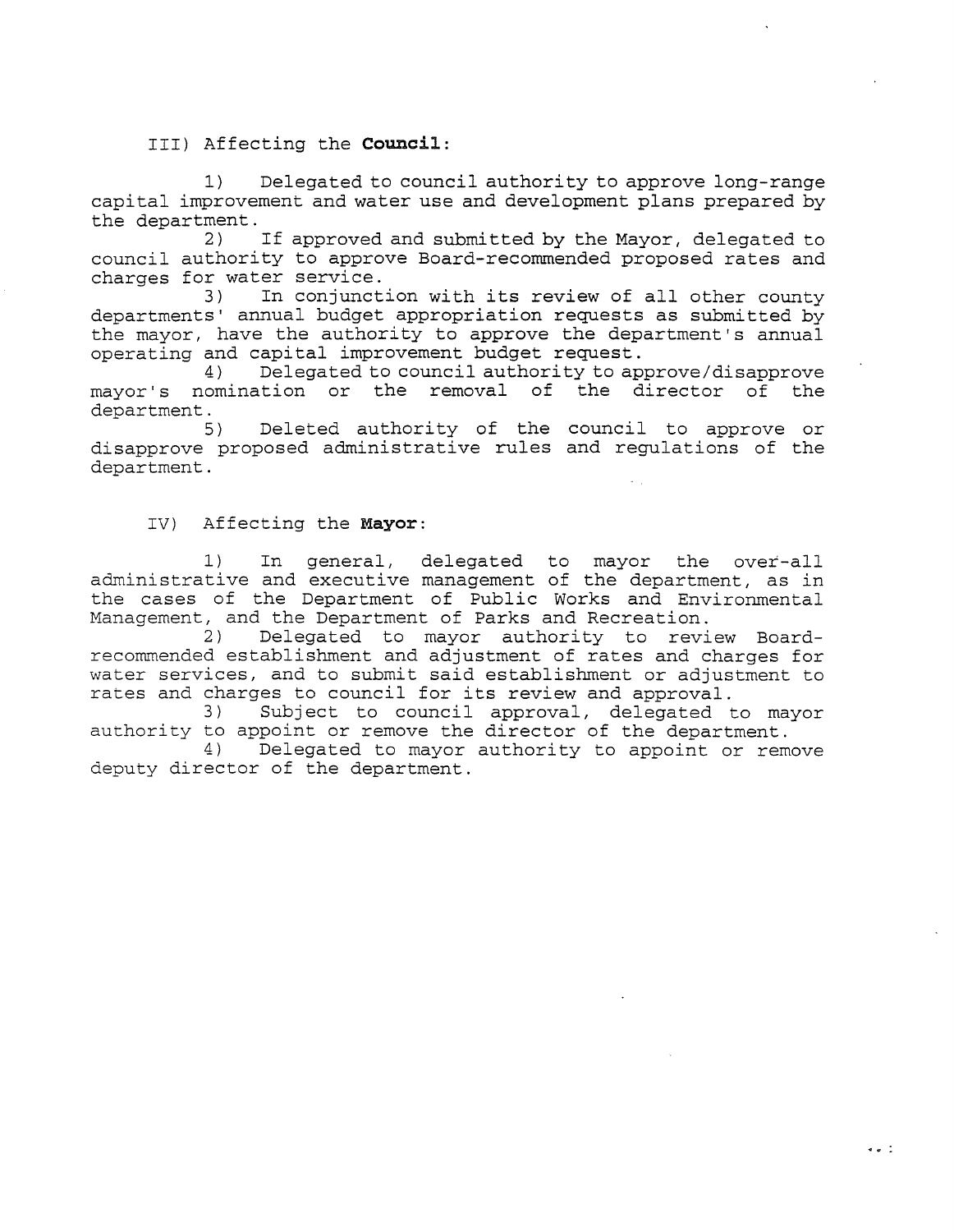III) Affecting the **Council**:

1) Delegated to council authority to approve long-range capital improvement and water use and development plans prepared by the department.

2) If approved and submitted by the Mayor, delegated to council authority to approve Board-recommended proposed rates and charges for water service.

3) In conjunction with its review of all other county departments' annual budget appropriation requests as submitted by the mayor, have the authority to approve the department's annual operating and capital improvement budget request.

4) Delegated to council authority to approve/disapprove mayor's nomination or the removal of the director of the department.

5) Deleted authority of the council to approve or disapprove proposed administrative rules and regulations of the department.

IV) Affecting the **Mayor**:

1) In general, delegated to mayor the over-all administrative and executive management of the department, as in the cases of the Department of Public Works and Environmental Management, and the Department of Parks and Recreation.

2) Delegated to mayor authority to review Board-recommended establishment and adjustment of rates and charges for water services, and to submit said establishment or adjustment to rates and charges to council for its review and approval.

3) Subject to council approval, delegated to mayor authority to appoint or remove the director of the department.

4) Delegated to mayor authority to appoint or remove deputy director of the department.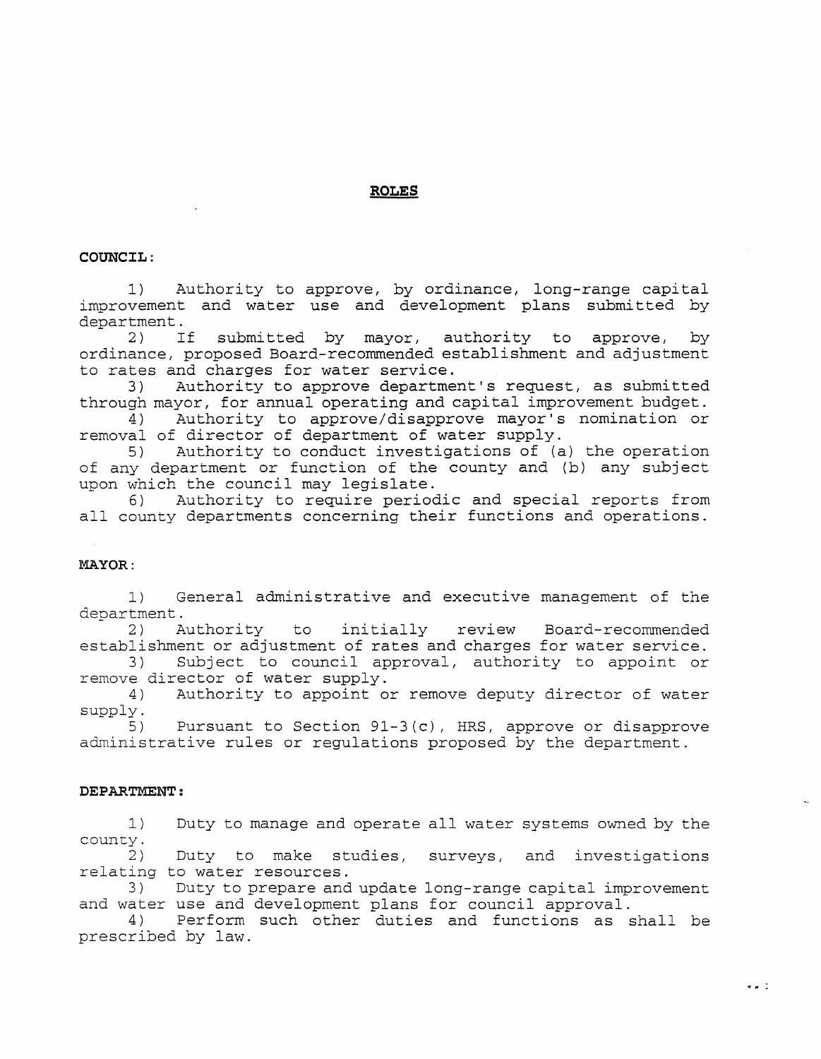## ROLES

**COUNCIL:**

1) Authority to approve, by ordinance, long-range capital improvement and water use and development plans submitted by department.

2) If submitted by mayor, authority to approve, by ordinance, proposed Board-recommended establishment and adjustment to rates and charges for water service.

3) Authority to approve department's request, as submitted through mayor, for annual operating and capital improvement budget.

4) Authority to approve/disapprove mayor's nomination or removal of director of department of water supply.

5) Authority to conduct investigations of (a) the operation of any department or function of the county and (b) any subject upon which the council may legislate.

6) Authority to require periodic and special reports from all county departments concerning their functions and operations.

**MAYOR:**

1) General administrative and executive management of the department.

2) Authority to initially review Board-recommended establishment or adjustment of rates and charges for water service.

3) Subject to council approval, authority to appoint or remove director of water supply.

4) Authority to appoint or remove deputy director of water supply.

5) Pursuant to Section 91-3(c), HRS, approve or disapprove administrative rules or regulations proposed by the department.

**DEPARTMENT:**

1) Duty to manage and operate all water systems owned by the county.

2) Duty to make studies, surveys, and investigations relating to water resources.

3) Duty to prepare and update long-range capital improvement and water use and development plans for council approval.

4) Perform such other duties and functions as shall be prescribed by law.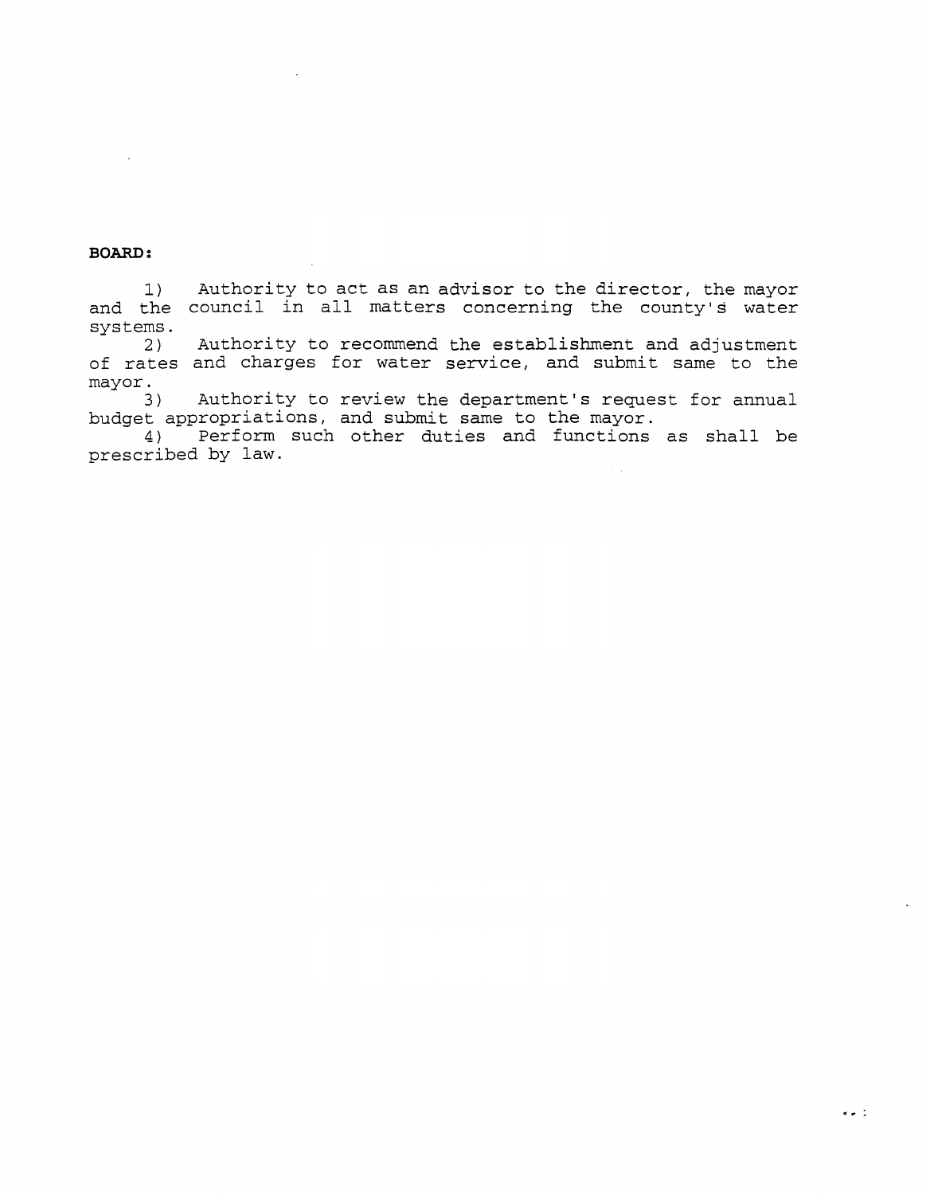**BOARD:**

1) Authority to act as an advisor to the director, the mayor and the council in all matters concerning the county's water systems.

2) Authority to recommend the establishment and adjustment of rates and charges for water service, and submit same to the mayor.

3) Authority to review the department's request for annual budget appropriations, and submit same to the mayor.

4) Perform such other duties and functions as shall be prescribed by law.